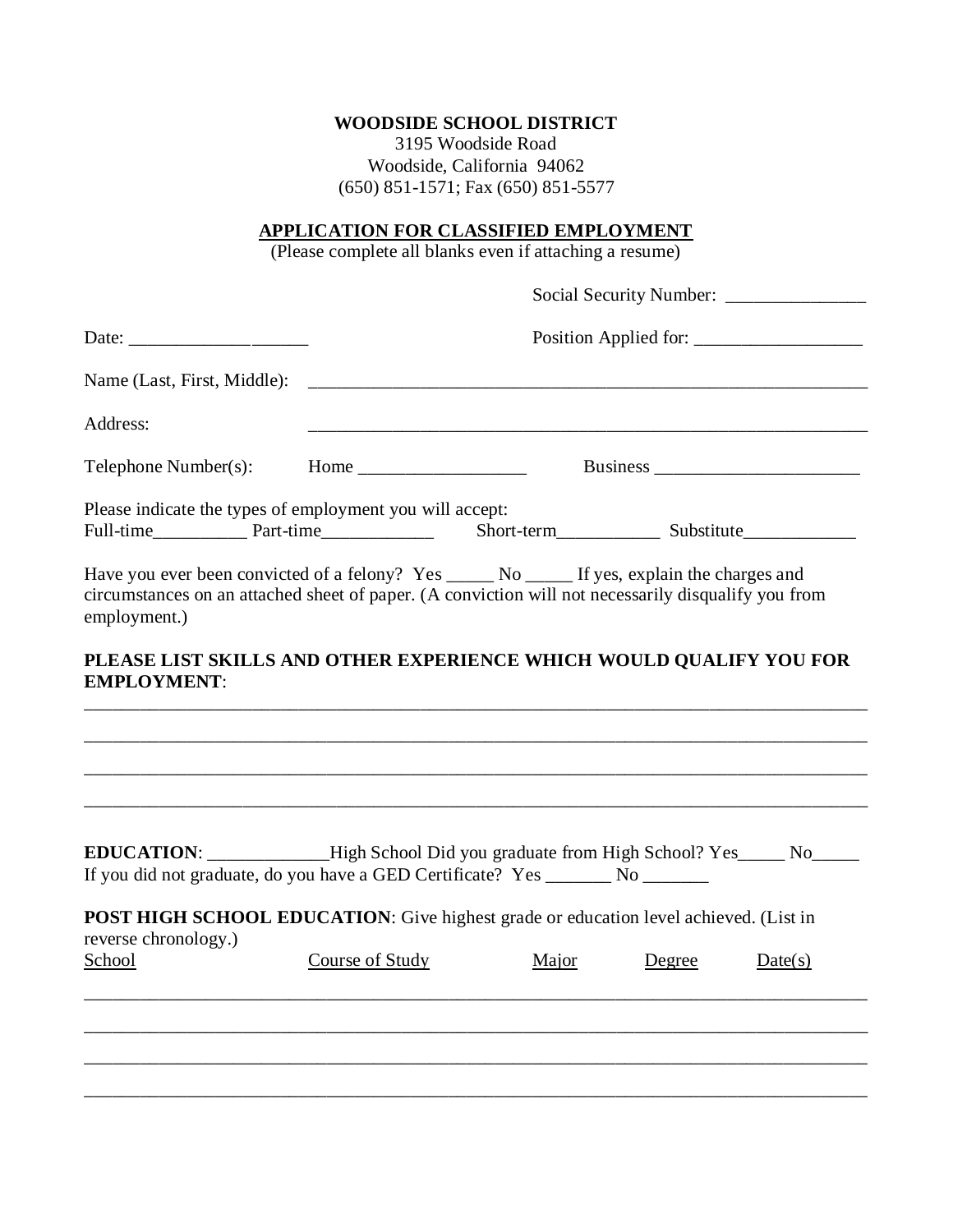**WOODSIDE SCHOOL DISTRICT**
3195 Woodside Road
Woodside, California 94062
(650) 851-1571; Fax (650) 851-5577

**APPLICATION FOR CLASSIFIED EMPLOYMENT**
(Please complete all blanks even if attaching a resume)

Social Security Number: _______________

Date: __________________

Position Applied for: __________________

Name (Last, First, Middle): _______________________________________________________________

Address: _______________________________________________________________

Telephone Number(s): Home __________________ Business ______________________

Please indicate the types of employment you will accept:
Full-time__________ Part-time____________ Short-term___________ Substitute____________

Have you ever been convicted of a felony? Yes _____ No _____ If yes, explain the charges and circumstances on an attached sheet of paper. (A conviction will not necessarily disqualify you from employment.)

**PLEASE LIST SKILLS AND OTHER EXPERIENCE WHICH WOULD QUALIFY YOU FOR EMPLOYMENT**:

_____________________________________________________________________________________

_____________________________________________________________________________________

_____________________________________________________________________________________

_____________________________________________________________________________________

**EDUCATION**: _____________High School Did you graduate from High School? Yes_____ No_____
If you did not graduate, do you have a GED Certificate? Yes _______ No _______

**POST HIGH SCHOOL EDUCATION**: Give highest grade or education level achieved. (List in reverse chronology.)

| School | Course of Study | Major | Degree | Date(s) |
|---|---|---|---|---|
| | | | | |
| | | | | |
| | | | | |
| | | | | |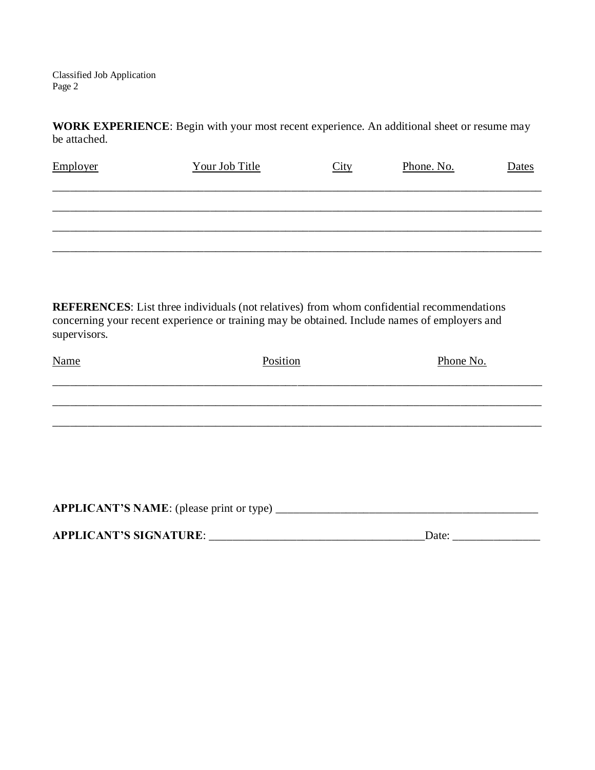**WORK EXPERIENCE**: Begin with your most recent experience. An additional sheet or resume may be attached.

| Employer | Your Job Title | City | Phone. No. | Dates |
| --- | --- | --- | --- | --- |
| | | | | |
| | | | | |
| | | | | |
| | | | | |

**REFERENCES**: List three individuals (not relatives) from whom confidential recommendations concerning your recent experience or training may be obtained. Include names of employers and supervisors.

| Name | Position | Phone No. |
| --- | --- | --- |
| | | |
| | | |
| | | |

**APPLICANT'S NAME**: (please print or type) _______________________________________________

**APPLICANT'S SIGNATURE**: _____________________________________Date: _______________